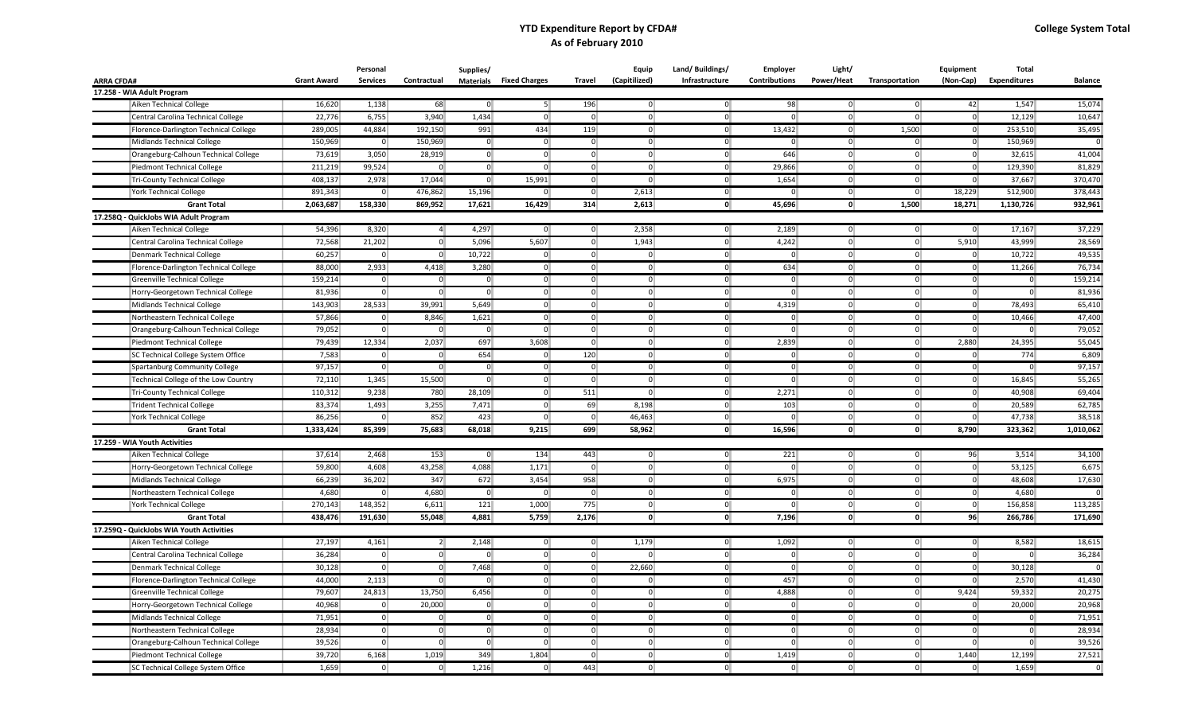# YTD Expenditure Report by CFDA#
## As of February 2010

College System Total

| ARRA CFDA# | Grant Award | Personal Services | Contractual | Supplies/ Materials | Fixed Charges | Travel | Equip (Capitilized) | Land/ Buildings/ Infrastructure | Employer Contributions | Light/ Power/Heat | Transportation | Equipment (Non-Cap) | Total Expenditures | Balance |
|---|---|---|---|---|---|---|---|---|---|---|---|---|---|---|
| **17.258 - WIA Adult Program** | | | | | | | | | | | | | | |
| Aiken Technical College | 16,620 | 1,138 | 68 | 0 | 5 | 196 | 0 | 0 | 98 | 0 | 0 | 42 | 1,547 | 15,074 |
| Central Carolina Technical College | 22,776 | 6,755 | 3,940 | 1,434 | 0 | 0 | 0 | 0 | 0 | 0 | 0 | 0 | 12,129 | 10,647 |
| Florence-Darlington Technical College | 289,005 | 44,884 | 192,150 | 991 | 434 | 119 | 0 | 0 | 13,432 | 0 | 1,500 | 0 | 253,510 | 35,495 |
| Midlands Technical College | 150,969 | 0 | 150,969 | 0 | 0 | 0 | 0 | 0 | 0 | 0 | 0 | 0 | 150,969 | 0 |
| Orangeburg-Calhoun Technical College | 73,619 | 3,050 | 28,919 | 0 | 0 | 0 | 0 | 0 | 646 | 0 | 0 | 0 | 32,615 | 41,004 |
| Piedmont Technical College | 211,219 | 99,524 | 0 | 0 | 0 | 0 | 0 | 0 | 29,866 | 0 | 0 | 0 | 129,390 | 81,829 |
| Tri-County Technical College | 408,137 | 2,978 | 17,044 | 0 | 15,991 | 0 | 0 | 0 | 1,654 | 0 | 0 | 0 | 37,667 | 370,470 |
| York Technical College | 891,343 | 0 | 476,862 | 15,196 | 0 | 0 | 2,613 | 0 | 0 | 0 | 0 | 18,229 | 512,900 | 378,443 |
| **Grant Total** | **2,063,687** | **158,330** | **869,952** | **17,621** | **16,429** | **314** | **2,613** | **0** | **45,696** | **0** | **1,500** | **18,271** | **1,130,726** | **932,961** |
| **17.258Q - QuickJobs WIA Adult Program** | | | | | | | | | | | | | | |
| Aiken Technical College | 54,396 | 8,320 | 4 | 4,297 | 0 | 0 | 2,358 | 0 | 2,189 | 0 | 0 | 0 | 17,167 | 37,229 |
| Central Carolina Technical College | 72,568 | 21,202 | 0 | 5,096 | 5,607 | 0 | 1,943 | 0 | 4,242 | 0 | 0 | 5,910 | 43,999 | 28,569 |
| Denmark Technical College | 60,257 | 0 | 0 | 10,722 | 0 | 0 | 0 | 0 | 0 | 0 | 0 | 0 | 10,722 | 49,535 |
| Florence-Darlington Technical College | 88,000 | 2,933 | 4,418 | 3,280 | 0 | 0 | 0 | 0 | 634 | 0 | 0 | 0 | 11,266 | 76,734 |
| Greenville Technical College | 159,214 | 0 | 0 | 0 | 0 | 0 | 0 | 0 | 0 | 0 | 0 | 0 | 0 | 159,214 |
| Horry-Georgetown Technical College | 81,936 | 0 | 0 | 0 | 0 | 0 | 0 | 0 | 0 | 0 | 0 | 0 | 0 | 81,936 |
| Midlands Technical College | 143,903 | 28,533 | 39,991 | 5,649 | 0 | 0 | 0 | 0 | 4,319 | 0 | 0 | 0 | 78,493 | 65,410 |
| Northeastern Technical College | 57,866 | 0 | 8,846 | 1,621 | 0 | 0 | 0 | 0 | 0 | 0 | 0 | 0 | 10,466 | 47,400 |
| Orangeburg-Calhoun Technical College | 79,052 | 0 | 0 | 0 | 0 | 0 | 0 | 0 | 0 | 0 | 0 | 0 | 0 | 79,052 |
| Piedmont Technical College | 79,439 | 12,334 | 2,037 | 697 | 3,608 | 0 | 0 | 0 | 2,839 | 0 | 0 | 2,880 | 24,395 | 55,045 |
| SC Technical College System Office | 7,583 | 0 | 0 | 654 | 0 | 120 | 0 | 0 | 0 | 0 | 0 | 0 | 774 | 6,809 |
| Spartanburg Community College | 97,157 | 0 | 0 | 0 | 0 | 0 | 0 | 0 | 0 | 0 | 0 | 0 | 0 | 97,157 |
| Technical College of the Low Country | 72,110 | 1,345 | 15,500 | 0 | 0 | 0 | 0 | 0 | 0 | 0 | 0 | 0 | 16,845 | 55,265 |
| Tri-County Technical College | 110,312 | 9,238 | 780 | 28,109 | 0 | 511 | 0 | 0 | 2,271 | 0 | 0 | 0 | 40,908 | 69,404 |
| Trident Technical College | 83,374 | 1,493 | 3,255 | 7,471 | 0 | 69 | 8,198 | 0 | 103 | 0 | 0 | 0 | 20,589 | 62,785 |
| York Technical College | 86,256 | 0 | 852 | 423 | 0 | 0 | 46,463 | 0 | 0 | 0 | 0 | 0 | 47,738 | 38,518 |
| **Grant Total** | **1,333,424** | **85,399** | **75,683** | **68,018** | **9,215** | **699** | **58,962** | **0** | **16,596** | **0** | **0** | **8,790** | **323,362** | **1,010,062** |
| **17.259 - WIA Youth Activities** | | | | | | | | | | | | | | |
| Aiken Technical College | 37,614 | 2,468 | 153 | 0 | 134 | 443 | 0 | 0 | 221 | 0 | 0 | 96 | 3,514 | 34,100 |
| Horry-Georgetown Technical College | 59,800 | 4,608 | 43,258 | 4,088 | 1,171 | 0 | 0 | 0 | 0 | 0 | 0 | 0 | 53,125 | 6,675 |
| Midlands Technical College | 66,239 | 36,202 | 347 | 672 | 3,454 | 958 | 0 | 0 | 6,975 | 0 | 0 | 0 | 48,608 | 17,630 |
| Northeastern Technical College | 4,680 | 0 | 4,680 | 0 | 0 | 0 | 0 | 0 | 0 | 0 | 0 | 0 | 4,680 | 0 |
| York Technical College | 270,143 | 148,352 | 6,611 | 121 | 1,000 | 775 | 0 | 0 | 0 | 0 | 0 | 0 | 156,858 | 113,285 |
| **Grant Total** | **438,476** | **191,630** | **55,048** | **4,881** | **5,759** | **2,176** | **0** | **0** | **7,196** | **0** | **0** | **96** | **266,786** | **171,690** |
| **17.259Q - QuickJobs WIA Youth Activities** | | | | | | | | | | | | | | |
| Aiken Technical College | 27,197 | 4,161 | 2 | 2,148 | 0 | 0 | 1,179 | 0 | 1,092 | 0 | 0 | 0 | 8,582 | 18,615 |
| Central Carolina Technical College | 36,284 | 0 | 0 | 0 | 0 | 0 | 0 | 0 | 0 | 0 | 0 | 0 | 0 | 36,284 |
| Denmark Technical College | 30,128 | 0 | 0 | 7,468 | 0 | 0 | 22,660 | 0 | 0 | 0 | 0 | 0 | 30,128 | 0 |
| Florence-Darlington Technical College | 44,000 | 2,113 | 0 | 0 | 0 | 0 | 0 | 0 | 457 | 0 | 0 | 0 | 2,570 | 41,430 |
| Greenville Technical College | 79,607 | 24,813 | 13,750 | 6,456 | 0 | 0 | 0 | 0 | 4,888 | 0 | 0 | 9,424 | 59,332 | 20,275 |
| Horry-Georgetown Technical College | 40,968 | 0 | 20,000 | 0 | 0 | 0 | 0 | 0 | 0 | 0 | 0 | 0 | 20,000 | 20,968 |
| Midlands Technical College | 71,951 | 0 | 0 | 0 | 0 | 0 | 0 | 0 | 0 | 0 | 0 | 0 | 0 | 71,951 |
| Northeastern Technical College | 28,934 | 0 | 0 | 0 | 0 | 0 | 0 | 0 | 0 | 0 | 0 | 0 | 0 | 28,934 |
| Orangeburg-Calhoun Technical College | 39,526 | 0 | 0 | 0 | 0 | 0 | 0 | 0 | 0 | 0 | 0 | 0 | 0 | 39,526 |
| Piedmont Technical College | 39,720 | 6,168 | 1,019 | 349 | 1,804 | 0 | 0 | 0 | 1,419 | 0 | 0 | 1,440 | 12,199 | 27,521 |
| SC Technical College System Office | 1,659 | 0 | 0 | 1,216 | 0 | 443 | 0 | 0 | 0 | 0 | 0 | 0 | 1,659 | 0 |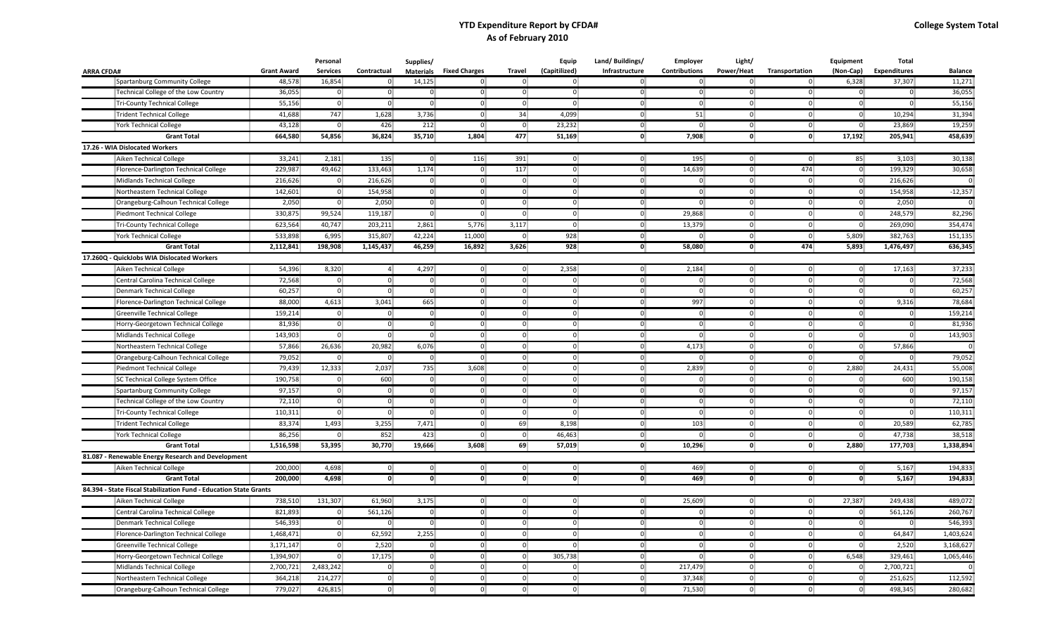# YTD Expenditure Report by CFDA#
## As of February 2010

College System Total

| ARRA CFDA# | Grant Award | Personal Services | Contractual | Supplies/ Materials | Fixed Charges | Travel | Equip (Capitilized) | Land/ Buildings/ Infrastructure | Employer Contributions | Light/ Power/Heat | Transportation | Equipment (Non-Cap) | Total Expenditures | Balance |
|---|---|---|---|---|---|---|---|---|---|---|---|---|---|---|
| Spartanburg Community College | 48,578 | 16,854 | 0 | 14,125 | 0 | 0 | 0 | 0 | 0 | 0 | 0 | 6,328 | 37,307 | 11,271 |
| Technical College of the Low Country | 36,055 | 0 | 0 | 0 | 0 | 0 | 0 | 0 | 0 | 0 | 0 | 0 | 0 | 36,055 |
| Tri-County Technical College | 55,156 | 0 | 0 | 0 | 0 | 0 | 0 | 0 | 0 | 0 | 0 | 0 | 0 | 55,156 |
| Trident Technical College | 41,688 | 747 | 1,628 | 3,736 | 0 | 34 | 4,099 | 0 | 51 | 0 | 0 | 0 | 10,294 | 31,394 |
| York Technical College | 43,128 | 0 | 426 | 212 | 0 | 0 | 23,232 | 0 | 0 | 0 | 0 | 0 | 23,869 | 19,259 |
| **Grant Total** | **664,580** | **54,856** | **36,824** | **35,710** | **1,804** | **477** | **51,169** | **0** | **7,908** | **0** | **0** | **17,192** | **205,941** | **458,639** |
| **17.26 - WIA Dislocated Workers** | | | | | | | | | | | | | | |
| Aiken Technical College | 33,241 | 2,181 | 135 | 0 | 116 | 391 | 0 | 0 | 195 | 0 | 0 | 85 | 3,103 | 30,138 |
| Florence-Darlington Technical College | 229,987 | 49,462 | 133,463 | 1,174 | 0 | 117 | 0 | 0 | 14,639 | 0 | 474 | 0 | 199,329 | 30,658 |
| Midlands Technical College | 216,626 | 0 | 216,626 | 0 | 0 | 0 | 0 | 0 | 0 | 0 | 0 | 0 | 216,626 | 0 |
| Northeastern Technical College | 142,601 | 0 | 154,958 | 0 | 0 | 0 | 0 | 0 | 0 | 0 | 0 | 0 | 154,958 | -12,357 |
| Orangeburg-Calhoun Technical College | 2,050 | 0 | 2,050 | 0 | 0 | 0 | 0 | 0 | 0 | 0 | 0 | 0 | 2,050 | 0 |
| Piedmont Technical College | 330,875 | 99,524 | 119,187 | 0 | 0 | 0 | 0 | 0 | 29,868 | 0 | 0 | 0 | 248,579 | 82,296 |
| Tri-County Technical College | 623,564 | 40,747 | 203,211 | 2,861 | 5,776 | 3,117 | 0 | 0 | 13,379 | 0 | 0 | 0 | 269,090 | 354,474 |
| York Technical College | 533,898 | 6,995 | 315,807 | 42,224 | 11,000 | 0 | 928 | 0 | 0 | 0 | 0 | 5,809 | 382,763 | 151,135 |
| **Grant Total** | **2,112,841** | **198,908** | **1,145,437** | **46,259** | **16,892** | **3,626** | **928** | **0** | **58,080** | **0** | **474** | **5,893** | **1,476,497** | **636,345** |
| **17.260Q - QuickJobs WIA Dislocated Workers** | | | | | | | | | | | | | | |
| Aiken Technical College | 54,396 | 8,320 | 4 | 4,297 | 0 | 0 | 2,358 | 0 | 2,184 | 0 | 0 | 0 | 17,163 | 37,233 |
| Central Carolina Technical College | 72,568 | 0 | 0 | 0 | 0 | 0 | 0 | 0 | 0 | 0 | 0 | 0 | 0 | 72,568 |
| Denmark Technical College | 60,257 | 0 | 0 | 0 | 0 | 0 | 0 | 0 | 0 | 0 | 0 | 0 | 0 | 60,257 |
| Florence-Darlington Technical College | 88,000 | 4,613 | 3,041 | 665 | 0 | 0 | 0 | 0 | 997 | 0 | 0 | 0 | 9,316 | 78,684 |
| Greenville Technical College | 159,214 | 0 | 0 | 0 | 0 | 0 | 0 | 0 | 0 | 0 | 0 | 0 | 0 | 159,214 |
| Horry-Georgetown Technical College | 81,936 | 0 | 0 | 0 | 0 | 0 | 0 | 0 | 0 | 0 | 0 | 0 | 0 | 81,936 |
| Midlands Technical College | 143,903 | 0 | 0 | 0 | 0 | 0 | 0 | 0 | 0 | 0 | 0 | 0 | 0 | 143,903 |
| Northeastern Technical College | 57,866 | 26,636 | 20,982 | 6,076 | 0 | 0 | 0 | 0 | 4,173 | 0 | 0 | 0 | 57,866 | 0 |
| Orangeburg-Calhoun Technical College | 79,052 | 0 | 0 | 0 | 0 | 0 | 0 | 0 | 0 | 0 | 0 | 0 | 0 | 79,052 |
| Piedmont Technical College | 79,439 | 12,333 | 2,037 | 735 | 3,608 | 0 | 0 | 0 | 2,839 | 0 | 0 | 2,880 | 24,431 | 55,008 |
| SC Technical College System Office | 190,758 | 0 | 600 | 0 | 0 | 0 | 0 | 0 | 0 | 0 | 0 | 0 | 600 | 190,158 |
| Spartanburg Community College | 97,157 | 0 | 0 | 0 | 0 | 0 | 0 | 0 | 0 | 0 | 0 | 0 | 0 | 97,157 |
| Technical College of the Low Country | 72,110 | 0 | 0 | 0 | 0 | 0 | 0 | 0 | 0 | 0 | 0 | 0 | 0 | 72,110 |
| Tri-County Technical College | 110,311 | 0 | 0 | 0 | 0 | 0 | 0 | 0 | 0 | 0 | 0 | 0 | 0 | 110,311 |
| Trident Technical College | 83,374 | 1,493 | 3,255 | 7,471 | 0 | 69 | 8,198 | 0 | 103 | 0 | 0 | 0 | 20,589 | 62,785 |
| York Technical College | 86,256 | 0 | 852 | 423 | 0 | 0 | 46,463 | 0 | 0 | 0 | 0 | 0 | 47,738 | 38,518 |
| **Grant Total** | **1,516,598** | **53,395** | **30,770** | **19,666** | **3,608** | **69** | **57,019** | **0** | **10,296** | **0** | **0** | **2,880** | **177,703** | **1,338,894** |
| **81.087 - Renewable Energy Research and Development** | | | | | | | | | | | | | | |
| Aiken Technical College | 200,000 | 4,698 | 0 | 0 | 0 | 0 | 0 | 0 | 469 | 0 | 0 | 0 | 5,167 | 194,833 |
| **Grant Total** | **200,000** | **4,698** | **0** | **0** | **0** | **0** | **0** | **0** | **469** | **0** | **0** | **0** | **5,167** | **194,833** |
| **84.394 - State Fiscal Stabilization Fund - Education State Grants** | | | | | | | | | | | | | | |
| Aiken Technical College | 738,510 | 131,307 | 61,960 | 3,175 | 0 | 0 | 0 | 0 | 25,609 | 0 | 0 | 27,387 | 249,438 | 489,072 |
| Central Carolina Technical College | 821,893 | 0 | 561,126 | 0 | 0 | 0 | 0 | 0 | 0 | 0 | 0 | 0 | 561,126 | 260,767 |
| Denmark Technical College | 546,393 | 0 | 0 | 0 | 0 | 0 | 0 | 0 | 0 | 0 | 0 | 0 | 0 | 546,393 |
| Florence-Darlington Technical College | 1,468,471 | 0 | 62,592 | 2,255 | 0 | 0 | 0 | 0 | 0 | 0 | 0 | 0 | 64,847 | 1,403,624 |
| Greenville Technical College | 3,171,147 | 0 | 2,520 | 0 | 0 | 0 | 0 | 0 | 0 | 0 | 0 | 0 | 2,520 | 3,168,627 |
| Horry-Georgetown Technical College | 1,394,907 | 0 | 17,175 | 0 | 0 | 0 | 305,738 | 0 | 0 | 0 | 0 | 6,548 | 329,461 | 1,065,446 |
| Midlands Technical College | 2,700,721 | 2,483,242 | 0 | 0 | 0 | 0 | 0 | 0 | 217,479 | 0 | 0 | 0 | 2,700,721 | 0 |
| Northeastern Technical College | 364,218 | 214,277 | 0 | 0 | 0 | 0 | 0 | 0 | 37,348 | 0 | 0 | 0 | 251,625 | 112,592 |
| Orangeburg-Calhoun Technical College | 779,027 | 426,815 | 0 | 0 | 0 | 0 | 0 | 0 | 71,530 | 0 | 0 | 0 | 498,345 | 280,682 |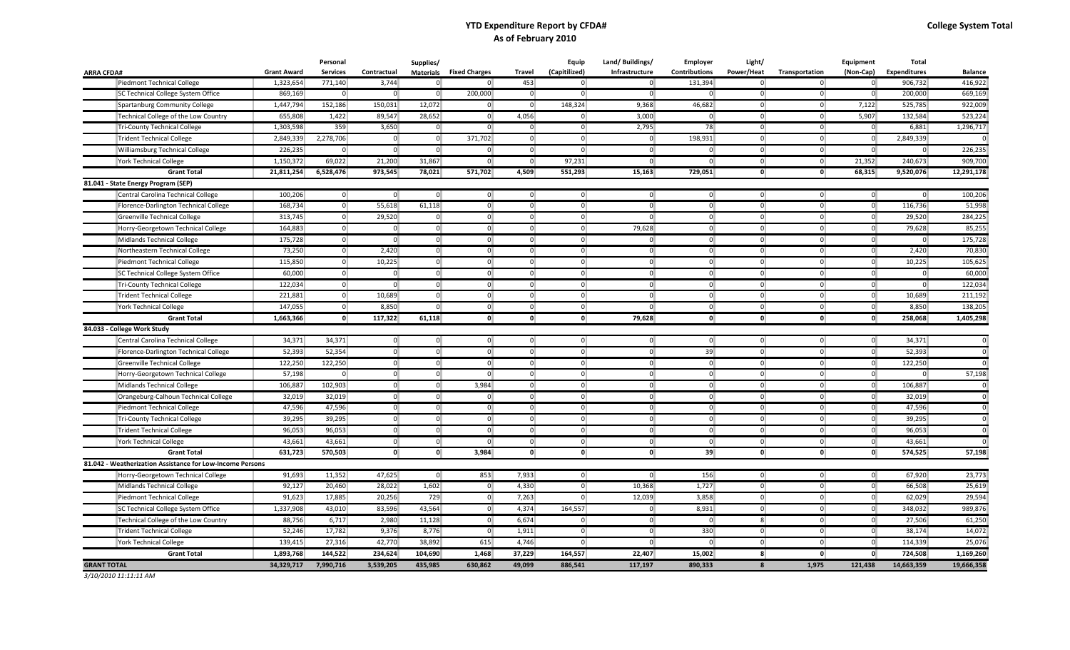# YTD Expenditure Report by CFDA#
## As of February 2010

College System Total

| ARRA CFDA# | | Grant Award | Personal Services | Contractual | Supplies/ Materials | Fixed Charges | Travel | Equip (Capitilized) | Land/ Buildings/ Infrastructure | Employer Contributions | Light/ Power/Heat | Transportation | Equipment (Non-Cap) | Total Expenditures | Balance |
|---|---|---|---|---|---|---|---|---|---|---|---|---|---|---|---|
| | Piedmont Technical College | 1,323,654 | 771,140 | 3,744 | 0 | 0 | 453 | 0 | 0 | 131,394 | 0 | 0 | 0 | 906,732 | 416,922 |
| | SC Technical College System Office | 869,169 | 0 | 0 | 0 | 200,000 | 0 | 0 | 0 | 0 | 0 | 0 | 0 | 200,000 | 669,169 |
| | Spartanburg Community College | 1,447,794 | 152,186 | 150,031 | 12,072 | 0 | 0 | 148,324 | 9,368 | 46,682 | 0 | 0 | 7,122 | 525,785 | 922,009 |
| | Technical College of the Low Country | 655,808 | 1,422 | 89,547 | 28,652 | 0 | 4,056 | 0 | 3,000 | 0 | 0 | 0 | 5,907 | 132,584 | 523,224 |
| | Tri-County Technical College | 1,303,598 | 359 | 3,650 | 0 | 0 | 0 | 0 | 2,795 | 78 | 0 | 0 | 0 | 6,881 | 1,296,717 |
| | Trident Technical College | 2,849,339 | 2,278,706 | 0 | 0 | 371,702 | 0 | 0 | 0 | 198,931 | 0 | 0 | 0 | 2,849,339 | 0 |
| | Williamsburg Technical College | 226,235 | 0 | 0 | 0 | 0 | 0 | 0 | 0 | 0 | 0 | 0 | 0 | 0 | 226,235 |
| | York Technical College | 1,150,372 | 69,022 | 21,200 | 31,867 | 0 | 0 | 97,231 | 0 | 0 | 0 | 0 | 21,352 | 240,673 | 909,700 |
| | **Grant Total** | **21,811,254** | **6,528,476** | **973,545** | **78,021** | **571,702** | **4,509** | **551,293** | **15,163** | **729,051** | **0** | **0** | **68,315** | **9,520,076** | **12,291,178** |
| **81.041 - State Energy Program (SEP)** | | | | | | | | | | | | | | | |
| | Central Carolina Technical College | 100,206 | 0 | 0 | 0 | 0 | 0 | 0 | 0 | 0 | 0 | 0 | 0 | 0 | 100,206 |
| | Florence-Darlington Technical College | 168,734 | 0 | 55,618 | 61,118 | 0 | 0 | 0 | 0 | 0 | 0 | 0 | 0 | 116,736 | 51,998 |
| | Greenville Technical College | 313,745 | 0 | 29,520 | 0 | 0 | 0 | 0 | 0 | 0 | 0 | 0 | 0 | 29,520 | 284,225 |
| | Horry-Georgetown Technical College | 164,883 | 0 | 0 | 0 | 0 | 0 | 0 | 79,628 | 0 | 0 | 0 | 0 | 79,628 | 85,255 |
| | Midlands Technical College | 175,728 | 0 | 0 | 0 | 0 | 0 | 0 | 0 | 0 | 0 | 0 | 0 | 0 | 175,728 |
| | Northeastern Technical College | 73,250 | 0 | 2,420 | 0 | 0 | 0 | 0 | 0 | 0 | 0 | 0 | 0 | 2,420 | 70,830 |
| | Piedmont Technical College | 115,850 | 0 | 10,225 | 0 | 0 | 0 | 0 | 0 | 0 | 0 | 0 | 0 | 10,225 | 105,625 |
| | SC Technical College System Office | 60,000 | 0 | 0 | 0 | 0 | 0 | 0 | 0 | 0 | 0 | 0 | 0 | 0 | 60,000 |
| | Tri-County Technical College | 122,034 | 0 | 0 | 0 | 0 | 0 | 0 | 0 | 0 | 0 | 0 | 0 | 0 | 122,034 |
| | Trident Technical College | 221,881 | 0 | 10,689 | 0 | 0 | 0 | 0 | 0 | 0 | 0 | 0 | 0 | 10,689 | 211,192 |
| | York Technical College | 147,055 | 0 | 8,850 | 0 | 0 | 0 | 0 | 0 | 0 | 0 | 0 | 0 | 8,850 | 138,205 |
| | **Grant Total** | **1,663,366** | **0** | **117,322** | **61,118** | **0** | **0** | **0** | **79,628** | **0** | **0** | **0** | **0** | **258,068** | **1,405,298** |
| **84.033 - College Work Study** | | | | | | | | | | | | | | | |
| | Central Carolina Technical College | 34,371 | 34,371 | 0 | 0 | 0 | 0 | 0 | 0 | 0 | 0 | 0 | 0 | 34,371 | 0 |
| | Florence-Darlington Technical College | 52,393 | 52,354 | 0 | 0 | 0 | 0 | 0 | 0 | 39 | 0 | 0 | 0 | 52,393 | 0 |
| | Greenville Technical College | 122,250 | 122,250 | 0 | 0 | 0 | 0 | 0 | 0 | 0 | 0 | 0 | 0 | 122,250 | 0 |
| | Horry-Georgetown Technical College | 57,198 | 0 | 0 | 0 | 0 | 0 | 0 | 0 | 0 | 0 | 0 | 0 | 0 | 57,198 |
| | Midlands Technical College | 106,887 | 102,903 | 0 | 0 | 3,984 | 0 | 0 | 0 | 0 | 0 | 0 | 0 | 106,887 | 0 |
| | Orangeburg-Calhoun Technical College | 32,019 | 32,019 | 0 | 0 | 0 | 0 | 0 | 0 | 0 | 0 | 0 | 0 | 32,019 | 0 |
| | Piedmont Technical College | 47,596 | 47,596 | 0 | 0 | 0 | 0 | 0 | 0 | 0 | 0 | 0 | 0 | 47,596 | 0 |
| | Tri-County Technical College | 39,295 | 39,295 | 0 | 0 | 0 | 0 | 0 | 0 | 0 | 0 | 0 | 0 | 39,295 | 0 |
| | Trident Technical College | 96,053 | 96,053 | 0 | 0 | 0 | 0 | 0 | 0 | 0 | 0 | 0 | 0 | 96,053 | 0 |
| | York Technical College | 43,661 | 43,661 | 0 | 0 | 0 | 0 | 0 | 0 | 0 | 0 | 0 | 0 | 43,661 | 0 |
| | **Grant Total** | **631,723** | **570,503** | **0** | **0** | **3,984** | **0** | **0** | **0** | **39** | **0** | **0** | **0** | **574,525** | **57,198** |
| **81.042 - Weatherization Assistance for Low-Income Persons** | | | | | | | | | | | | | | | |
| | Horry-Georgetown Technical College | 91,693 | 11,352 | 47,625 | 0 | 853 | 7,933 | 0 | 0 | 156 | 0 | 0 | 0 | 67,920 | 23,773 |
| | Midlands Technical College | 92,127 | 20,460 | 28,022 | 1,602 | 0 | 4,330 | 0 | 10,368 | 1,727 | 0 | 0 | 0 | 66,508 | 25,619 |
| | Piedmont Technical College | 91,623 | 17,885 | 20,256 | 729 | 0 | 7,263 | 0 | 12,039 | 3,858 | 0 | 0 | 0 | 62,029 | 29,594 |
| | SC Technical College System Office | 1,337,908 | 43,010 | 83,596 | 43,564 | 0 | 4,374 | 164,557 | 0 | 8,931 | 0 | 0 | 0 | 348,032 | 989,876 |
| | Technical College of the Low Country | 88,756 | 6,717 | 2,980 | 11,128 | 0 | 6,674 | 0 | 0 | 0 | 8 | 0 | 0 | 27,506 | 61,250 |
| | Trident Technical College | 52,246 | 17,782 | 9,376 | 8,776 | 0 | 1,911 | 0 | 0 | 330 | 0 | 0 | 0 | 38,174 | 14,072 |
| | York Technical College | 139,415 | 27,316 | 42,770 | 38,892 | 615 | 4,746 | 0 | 0 | 0 | 0 | 0 | 0 | 114,339 | 25,076 |
| | **Grant Total** | **1,893,768** | **144,522** | **234,624** | **104,690** | **1,468** | **37,229** | **164,557** | **22,407** | **15,002** | **8** | **0** | **0** | **724,508** | **1,169,260** |
| **GRANT TOTAL** | | **34,329,717** | **7,990,716** | **3,539,205** | **435,985** | **630,862** | **49,099** | **886,541** | **117,197** | **890,333** | **8** | **1,975** | **121,438** | **14,663,359** | **19,666,358** |

*3/10/2010 11:11:11 AM*